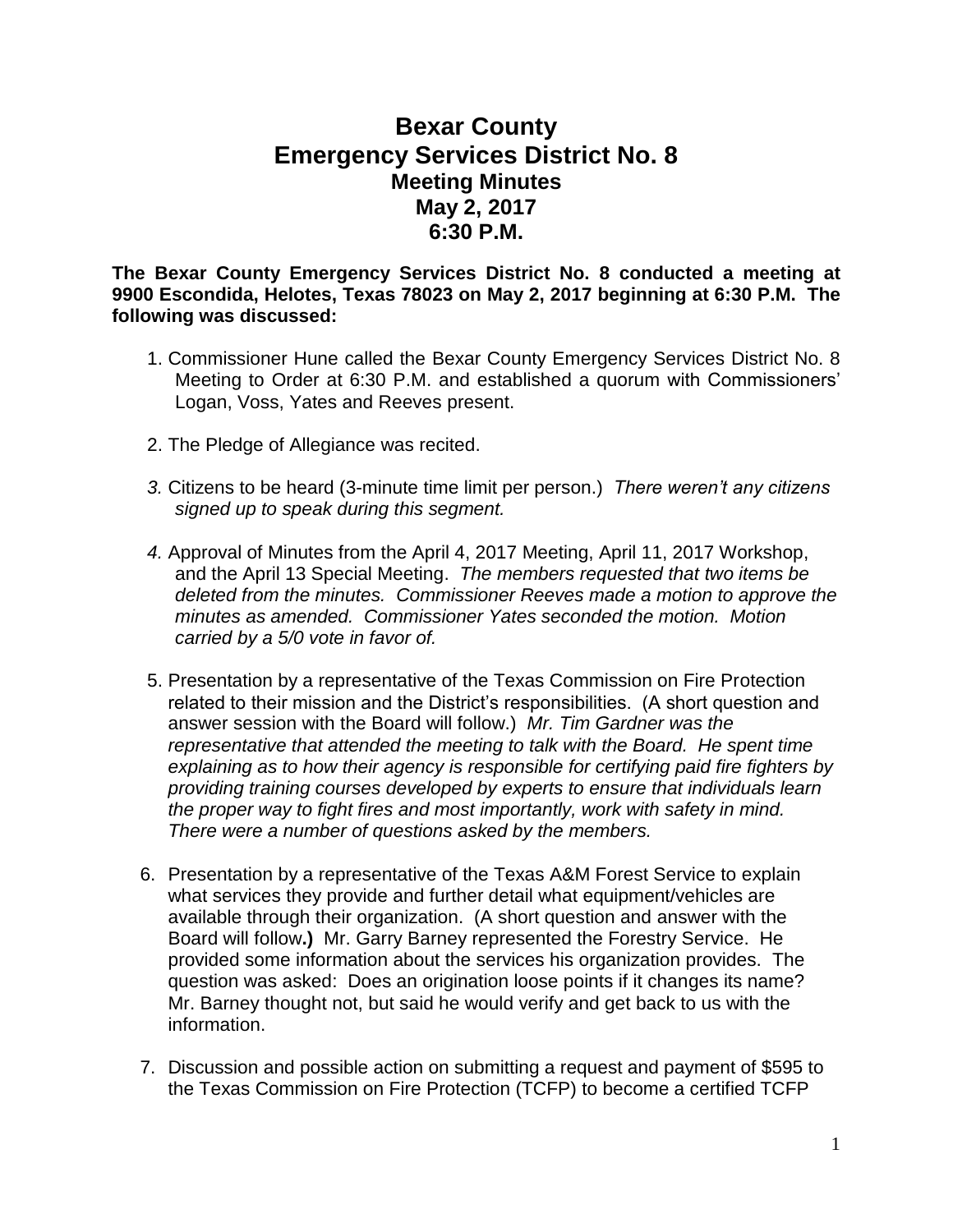# Bexar County
# Emergency Services District No. 8
## Meeting Minutes
## May 2, 2017
## 6:30 P.M.

**The Bexar County Emergency Services District No. 8 conducted a meeting at 9900 Escondida, Helotes, Texas 78023 on May 2, 2017 beginning at 6:30 P.M. The following was discussed:**

1. Commissioner Hune called the Bexar County Emergency Services District No. 8 Meeting to Order at 6:30 P.M. and established a quorum with Commissioners' Logan, Voss, Yates and Reeves present.

2. The Pledge of Allegiance was recited.

3. Citizens to be heard (3-minute time limit per person.) *There weren't any citizens signed up to speak during this segment.*

4. Approval of Minutes from the April 4, 2017 Meeting, April 11, 2017 Workshop, and the April 13 Special Meeting. *The members requested that two items be deleted from the minutes. Commissioner Reeves made a motion to approve the minutes as amended. Commissioner Yates seconded the motion. Motion carried by a 5/0 vote in favor of.*

5. Presentation by a representative of the Texas Commission on Fire Protection related to their mission and the District's responsibilities. (A short question and answer session with the Board will follow.) *Mr. Tim Gardner was the representative that attended the meeting to talk with the Board. He spent time explaining as to how their agency is responsible for certifying paid fire fighters by providing training courses developed by experts to ensure that individuals learn the proper way to fight fires and most importantly, work with safety in mind. There were a number of questions asked by the members.*

6. Presentation by a representative of the Texas A&M Forest Service to explain what services they provide and further detail what equipment/vehicles are available through their organization. (A short question and answer with the Board will follow**.)** Mr. Garry Barney represented the Forestry Service. He provided some information about the services his organization provides. The question was asked: Does an origination loose points if it changes its name? Mr. Barney thought not, but said he would verify and get back to us with the information.

7. Discussion and possible action on submitting a request and payment of $595 to the Texas Commission on Fire Protection (TCFP) to become a certified TCFP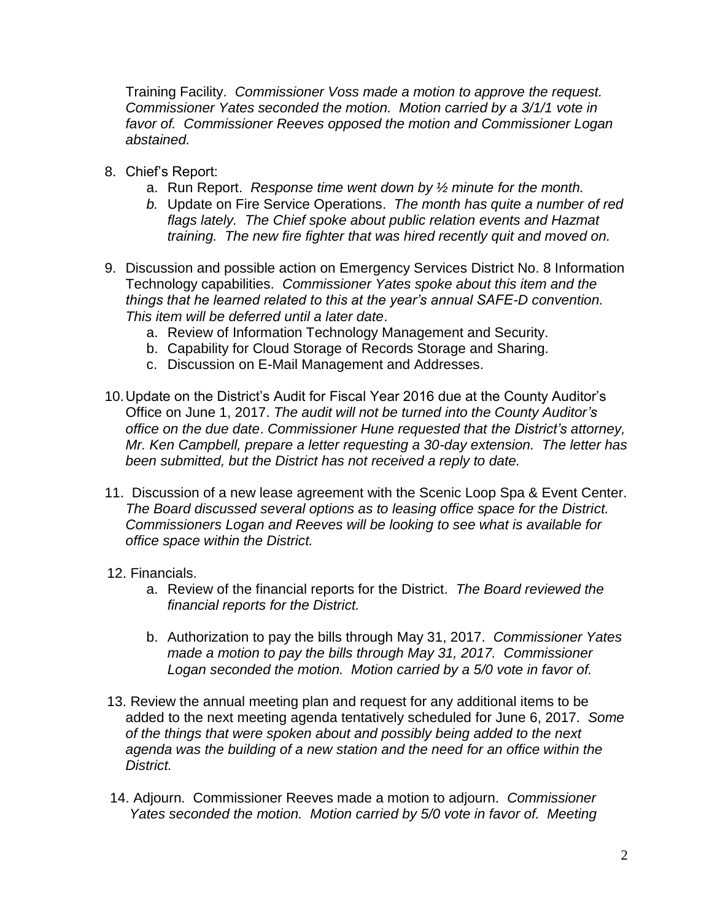Training Facility. *Commissioner Voss made a motion to approve the request. Commissioner Yates seconded the motion. Motion carried by a 3/1/1 vote in favor of. Commissioner Reeves opposed the motion and Commissioner Logan abstained.*

8. Chief's Report:
   a. Run Report. *Response time went down by ½ minute for the month.*
   b. Update on Fire Service Operations. *The month has quite a number of red flags lately. The Chief spoke about public relation events and Hazmat training. The new fire fighter that was hired recently quit and moved on.*

9. Discussion and possible action on Emergency Services District No. 8 Information Technology capabilities. *Commissioner Yates spoke about this item and the things that he learned related to this at the year's annual SAFE-D convention. This item will be deferred until a later date*.
   a. Review of Information Technology Management and Security.
   b. Capability for Cloud Storage of Records Storage and Sharing.
   c. Discussion on E-Mail Management and Addresses.

10. Update on the District's Audit for Fiscal Year 2016 due at the County Auditor's Office on June 1, 2017. *The audit will not be turned into the County Auditor's office on the due date*. *Commissioner Hune requested that the District's attorney, Mr. Ken Campbell, prepare a letter requesting a 30-day extension. The letter has been submitted, but the District has not received a reply to date.*

11. Discussion of a new lease agreement with the Scenic Loop Spa & Event Center. *The Board discussed several options as to leasing office space for the District. Commissioners Logan and Reeves will be looking to see what is available for office space within the District.*

12. Financials.
    a. Review of the financial reports for the District. *The Board reviewed the financial reports for the District.*

    b. Authorization to pay the bills through May 31, 2017. *Commissioner Yates made a motion to pay the bills through May 31, 2017. Commissioner Logan seconded the motion. Motion carried by a 5/0 vote in favor of.*

13. Review the annual meeting plan and request for any additional items to be added to the next meeting agenda tentatively scheduled for June 6, 2017. *Some of the things that were spoken about and possibly being added to the next agenda was the building of a new station and the need for an office within the District.*

14. Adjourn. Commissioner Reeves made a motion to adjourn. *Commissioner Yates seconded the motion. Motion carried by 5/0 vote in favor of. Meeting*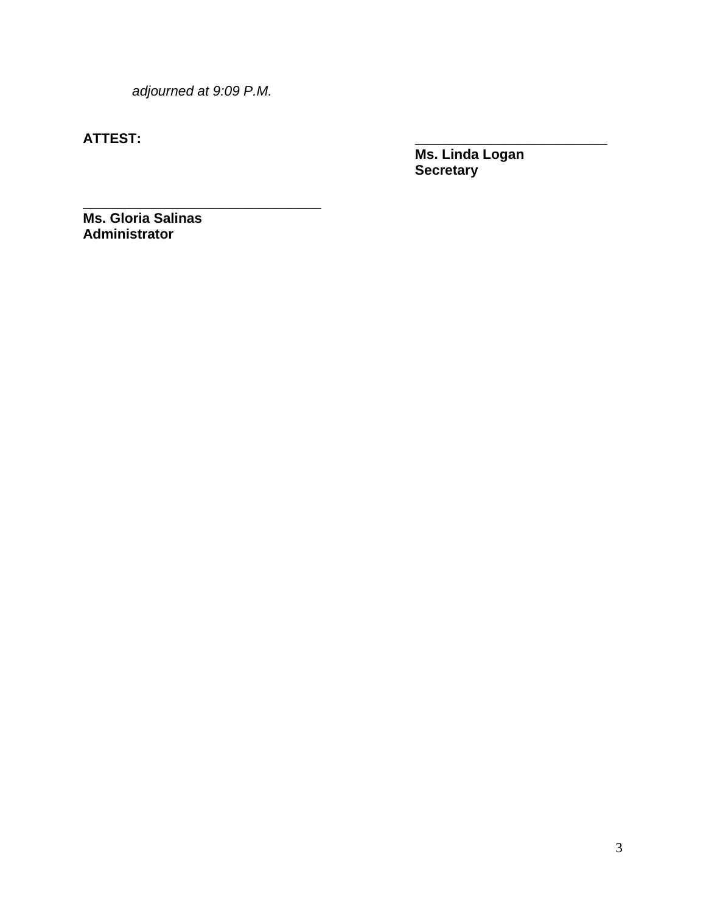*adjourned at 9:09 P.M.*

**ATTEST:**

___________________________

**Ms. Linda Logan**
**Secretary**

_________________________________

**Ms. Gloria Salinas**
**Administrator**